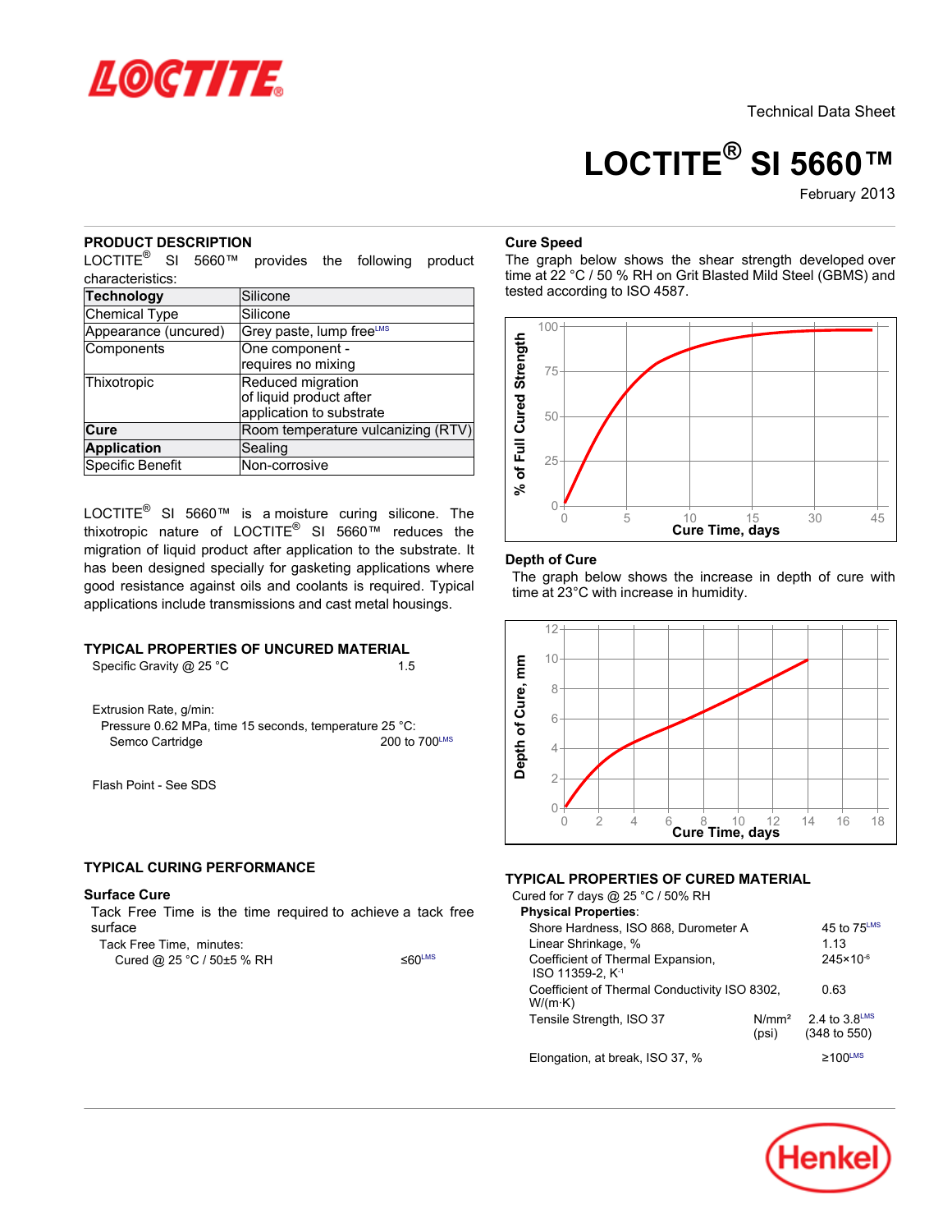Technical Data Sheet

# LOCTITE® SI 5660™

February 2013

## PRODUCT DESCRIPTION

LOCTITE® SI 5660™ provides the following product characteristics:

| Technology | Silicone |
|---|---|
| Chemical Type | Silicone |
| Appearance (uncured) | Grey paste, lump free^LMS |
| Components | One component - requires no mixing |
| Thixotropic | Reduced migration of liquid product after application to substrate |
| **Cure** | Room temperature vulcanizing (RTV) |
| **Application** | Sealing |
| Specific Benefit | Non-corrosive |

LOCTITE® SI 5660™ is a moisture curing silicone. The thixotropic nature of LOCTITE® SI 5660™ reduces the migration of liquid product after application to the substrate. It has been designed specially for gasketing applications where good resistance against oils and coolants is required. Typical applications include transmissions and cast metal housings.

## TYPICAL PROPERTIES OF UNCURED MATERIAL

Specific Gravity @ 25 °C 1.5

Extrusion Rate, g/min:
Pressure 0.62 MPa, time 15 seconds, temperature 25 °C:
Semco Cartridge 200 to 700^LMS

Flash Point - See SDS

## TYPICAL CURING PERFORMANCE

### Surface Cure

Tack Free Time is the time required to achieve a tack free surface

Tack Free Time, minutes:
Cured @ 25 °C / 50±5 % RH ≤60^LMS

### Cure Speed

The graph below shows the shear strength developed over time at 22 °C / 50 % RH on Grit Blasted Mild Steel (GBMS) and tested according to ISO 4587.

### Depth of Cure

The graph below shows the increase in depth of cure with time at 23°C with increase in humidity.

## TYPICAL PROPERTIES OF CURED MATERIAL

Cured for 7 days @ 25 °C / 50% RH

**Physical Properties**:

| Property | | Value |
|---|---|---|
| Shore Hardness, ISO 868, Durometer A | | 45 to 75^LMS |
| Linear Shrinkage, % | | 1.13 |
| Coefficient of Thermal Expansion, ISO 11359-2, $K^{-1}$ | | $245 \times 10^{-6}$ |
| Coefficient of Thermal Conductivity ISO 8302, W/(m·K) | | 0.63 |
| Tensile Strength, ISO 37 | N/mm² (psi) | 2.4 to 3.8^LMS (348 to 550) |
| Elongation, at break, ISO 37, % | | ≥100^LMS |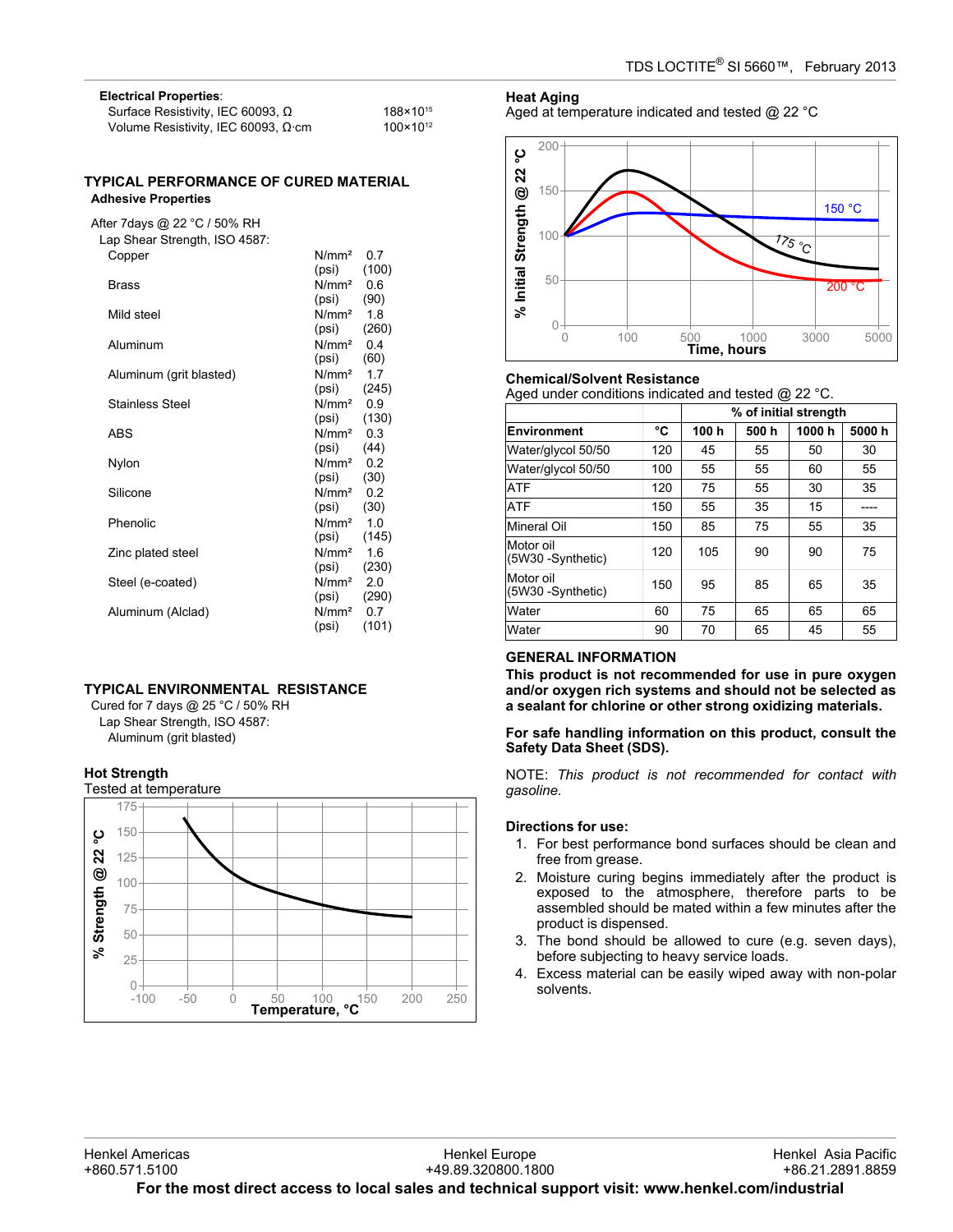**Electrical Properties**:

| | |
|---|---|
| Surface Resistivity, IEC 60093, Ω | $188×10^{15}$ |
| Volume Resistivity, IEC 60093, Ω·cm | $100×10^{12}$ |

## TYPICAL PERFORMANCE OF CURED MATERIAL

### Adhesive Properties

After 7days @ 22 °C / 50% RH

Lap Shear Strength, ISO 4587:

| Substrate | Units | Value |
|---|---|---|
| Copper | N/mm² | 0.7 |
| | (psi) | (100) |
| Brass | N/mm² | 0.6 |
| | (psi) | (90) |
| Mild steel | N/mm² | 1.8 |
| | (psi) | (260) |
| Aluminum | N/mm² | 0.4 |
| | (psi) | (60) |
| Aluminum (grit blasted) | N/mm² | 1.7 |
| | (psi) | (245) |
| Stainless Steel | N/mm² | 0.9 |
| | (psi) | (130) |
| ABS | N/mm² | 0.3 |
| | (psi) | (44) |
| Nylon | N/mm² | 0.2 |
| | (psi) | (30) |
| Silicone | N/mm² | 0.2 |
| | (psi) | (30) |
| Phenolic | N/mm² | 1.0 |
| | (psi) | (145) |
| Zinc plated steel | N/mm² | 1.6 |
| | (psi) | (230) |
| Steel (e-coated) | N/mm² | 2.0 |
| | (psi) | (290) |
| Aluminum (Alclad) | N/mm² | 0.7 |
| | (psi) | (101) |

## TYPICAL ENVIRONMENTAL RESISTANCE

Cured for 7 days @ 25 °C / 50% RH

Lap Shear Strength, ISO 4587:

Aluminum (grit blasted)

### Hot Strength

Tested at temperature

### Heat Aging

Aged at temperature indicated and tested @ 22 °C

### Chemical/Solvent Resistance

Aged under conditions indicated and tested @ 22 °C.

| | | % of initial strength | | | |
|---|---|---|---|---|---|
| **Environment** | **°C** | **100 h** | **500 h** | **1000 h** | **5000 h** |
| Water/glycol 50/50 | 120 | 45 | 55 | 50 | 30 |
| Water/glycol 50/50 | 100 | 55 | 55 | 60 | 55 |
| ATF | 120 | 75 | 55 | 30 | 35 |
| ATF | 150 | 55 | 35 | 15 | ---- |
| Mineral Oil | 150 | 85 | 75 | 55 | 35 |
| Motor oil (5W30 -Synthetic) | 120 | 105 | 90 | 90 | 75 |
| Motor oil (5W30 -Synthetic) | 150 | 95 | 85 | 65 | 35 |
| Water | 60 | 75 | 65 | 65 | 65 |
| Water | 90 | 70 | 65 | 45 | 55 |

## GENERAL INFORMATION

**This product is not recommended for use in pure oxygen and/or oxygen rich systems and should not be selected as a sealant for chlorine or other strong oxidizing materials.**

**For safe handling information on this product, consult the Safety Data Sheet (SDS).**

NOTE: *This product is not recommended for contact with gasoline.*

**Directions for use:**

1. For best performance bond surfaces should be clean and free from grease.
2. Moisture curing begins immediately after the product is exposed to the atmosphere, therefore parts to be assembled should be mated within a few minutes after the product is dispensed.
3. The bond should be allowed to cure (e.g. seven days), before subjecting to heavy service loads.
4. Excess material can be easily wiped away with non-polar solvents.

Henkel Americas +860.571.5100 | Henkel Europe +49.89.320800.1800 | Henkel Asia Pacific +86.21.2891.8859

**For the most direct access to local sales and technical support visit: www.henkel.com/industrial**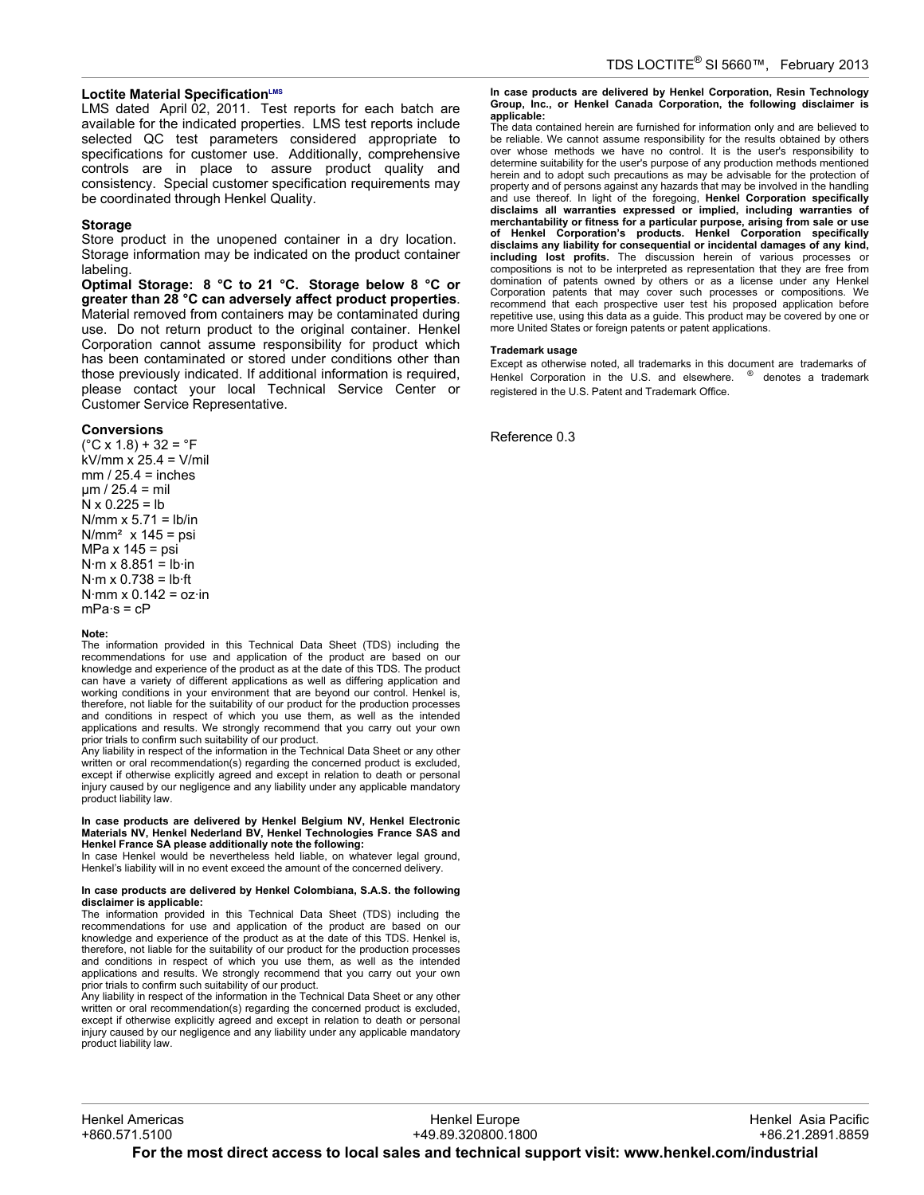### Loctite Material Specification[LMS]

LMS dated April 02, 2011. Test reports for each batch are available for the indicated properties. LMS test reports include selected QC test parameters considered appropriate to specifications for customer use. Additionally, comprehensive controls are in place to assure product quality and consistency. Special customer specification requirements may be coordinated through Henkel Quality.

### Storage

Store product in the unopened container in a dry location. Storage information may be indicated on the product container labeling.

**Optimal Storage: 8 °C to 21 °C. Storage below 8 °C or greater than 28 °C can adversely affect product properties**. Material removed from containers may be contaminated during use. Do not return product to the original container. Henkel Corporation cannot assume responsibility for product which has been contaminated or stored under conditions other than those previously indicated. If additional information is required, please contact your local Technical Service Center or Customer Service Representative.

### Conversions

(°C x 1.8) + 32 = °F
kV/mm x 25.4 = V/mil
mm / 25.4 = inches
µm / 25.4 = mil
N x 0.225 = lb
N/mm x 5.71 = lb/in
N/mm² x 145 = psi
MPa x 145 = psi
N·m x 8.851 = lb·in
N·m x 0.738 = lb·ft
N·mm x 0.142 = oz·in
mPa·s = cP

**Note:**
The information provided in this Technical Data Sheet (TDS) including the recommendations for use and application of the product are based on our knowledge and experience of the product as at the date of this TDS. The product can have a variety of different applications as well as differing application and working conditions in your environment that are beyond our control. Henkel is, therefore, not liable for the suitability of our product for the production processes and conditions in respect of which you use them, as well as the intended applications and results. We strongly recommend that you carry out your own prior trials to confirm such suitability of our product.
Any liability in respect of the information in the Technical Data Sheet or any other written or oral recommendation(s) regarding the concerned product is excluded, except if otherwise explicitly agreed and except in relation to death or personal injury caused by our negligence and any liability under any applicable mandatory product liability law.

**In case products are delivered by Henkel Belgium NV, Henkel Electronic Materials NV, Henkel Nederland BV, Henkel Technologies France SAS and Henkel France SA please additionally note the following:**
In case Henkel would be nevertheless held liable, on whatever legal ground, Henkel's liability will in no event exceed the amount of the concerned delivery.

**In case products are delivered by Henkel Colombiana, S.A.S. the following disclaimer is applicable:**
The information provided in this Technical Data Sheet (TDS) including the recommendations for use and application of the product are based on our knowledge and experience of the product as at the date of this TDS. Henkel is, therefore, not liable for the suitability of our product for the production processes and conditions in respect of which you use them, as well as the intended applications and results. We strongly recommend that you carry out your own prior trials to confirm such suitability of our product.
Any liability in respect of the information in the Technical Data Sheet or any other written or oral recommendation(s) regarding the concerned product is excluded, except if otherwise explicitly agreed and except in relation to death or personal injury caused by our negligence and any liability under any applicable mandatory product liability law.

**In case products are delivered by Henkel Corporation, Resin Technology Group, Inc., or Henkel Canada Corporation, the following disclaimer is applicable:**
The data contained herein are furnished for information only and are believed to be reliable. We cannot assume responsibility for the results obtained by others over whose methods we have no control. It is the user's responsibility to determine suitability for the user's purpose of any production methods mentioned herein and to adopt such precautions as may be advisable for the protection of property and of persons against any hazards that may be involved in the handling and use thereof. In light of the foregoing, **Henkel Corporation specifically disclaims all warranties expressed or implied, including warranties of merchantability or fitness for a particular purpose, arising from sale or use of Henkel Corporation's products. Henkel Corporation specifically disclaims any liability for consequential or incidental damages of any kind, including lost profits.** The discussion herein of various processes or compositions is not to be interpreted as representation that they are free from domination of patents owned by others or as a license under any Henkel Corporation patents that may cover such processes or compositions. We recommend that each prospective user test his proposed application before repetitive use, using this data as a guide. This product may be covered by one or more United States or foreign patents or patent applications.

**Trademark usage**
Except as otherwise noted, all trademarks in this document are trademarks of Henkel Corporation in the U.S. and elsewhere. ® denotes a trademark registered in the U.S. Patent and Trademark Office.

Reference 0.3

Henkel Americas
+860.571.5100

Henkel Europe
+49.89.320800.1800

Henkel Asia Pacific
+86.21.2891.8859

**For the most direct access to local sales and technical support visit: www.henkel.com/industrial**